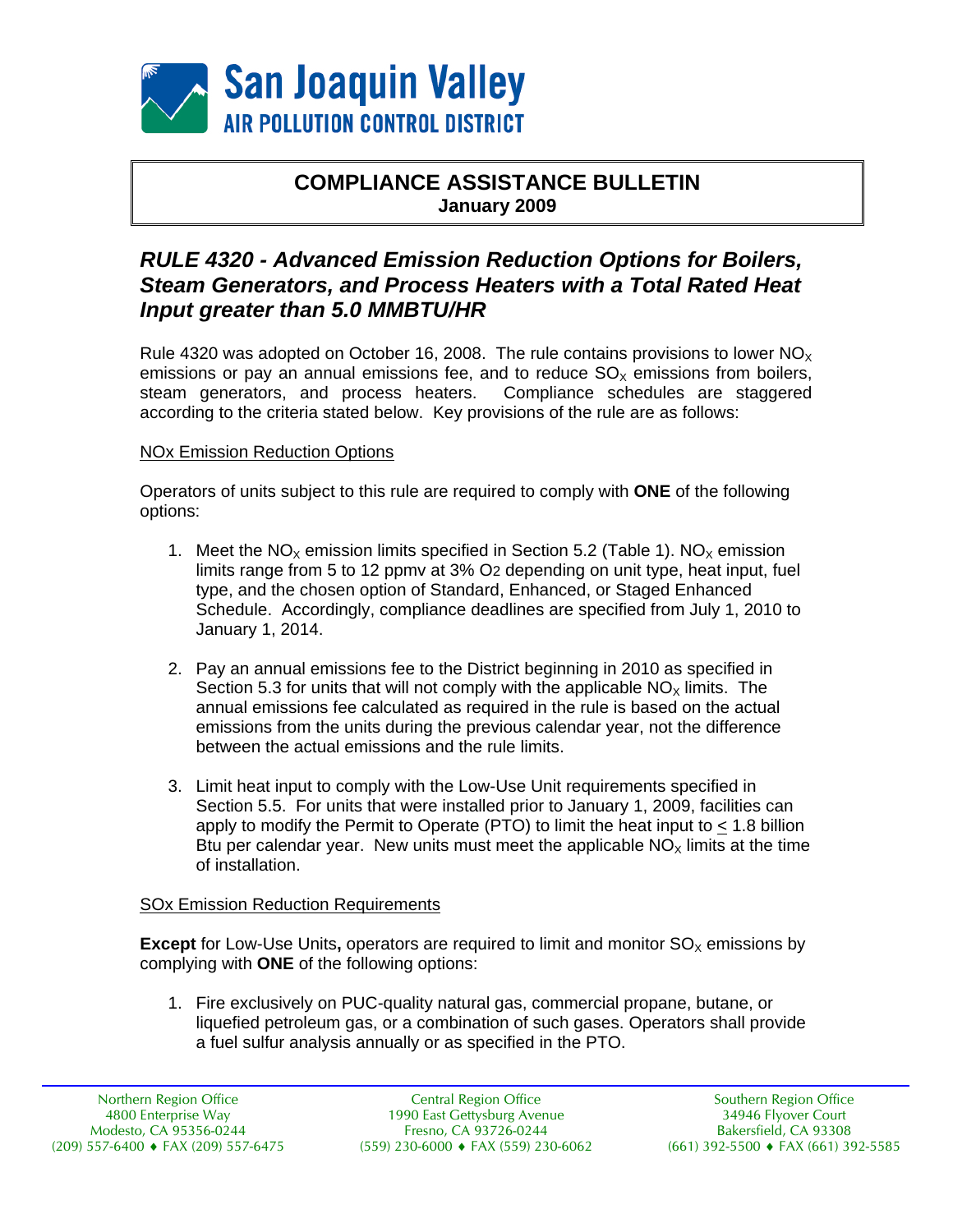San Joaquin Valley
AIR POLLUTION CONTROL DISTRICT

# COMPLIANCE ASSISTANCE BULLETIN

**January 2009**

## *RULE 4320 - Advanced Emission Reduction Options for Boilers, Steam Generators, and Process Heaters with a Total Rated Heat Input greater than 5.0 MMBTU/HR*

Rule 4320 was adopted on October 16, 2008. The rule contains provisions to lower $NO_X$ emissions or pay an annual emissions fee, and to reduce $SO_X$ emissions from boilers, steam generators, and process heaters. Compliance schedules are staggered according to the criteria stated below. Key provisions of the rule are as follows:

NOx Emission Reduction Options

Operators of units subject to this rule are required to comply with **ONE** of the following options:

1. Meet the $NO_X$ emission limits specified in Section 5.2 (Table 1). $NO_X$ emission limits range from 5 to 12 ppmv at 3% $O_2$ depending on unit type, heat input, fuel type, and the chosen option of Standard, Enhanced, or Staged Enhanced Schedule. Accordingly, compliance deadlines are specified from July 1, 2010 to January 1, 2014.

2. Pay an annual emissions fee to the District beginning in 2010 as specified in Section 5.3 for units that will not comply with the applicable $NO_X$ limits. The annual emissions fee calculated as required in the rule is based on the actual emissions from the units during the previous calendar year, not the difference between the actual emissions and the rule limits.

3. Limit heat input to comply with the Low-Use Unit requirements specified in Section 5.5. For units that were installed prior to January 1, 2009, facilities can apply to modify the Permit to Operate (PTO) to limit the heat input to $\leq$ 1.8 billion Btu per calendar year. New units must meet the applicable $NO_X$ limits at the time of installation.

SOx Emission Reduction Requirements

**Except** for Low-Use Units**,** operators are required to limit and monitor $SO_X$ emissions by complying with **ONE** of the following options:

1. Fire exclusively on PUC-quality natural gas, commercial propane, butane, or liquefied petroleum gas, or a combination of such gases. Operators shall provide a fuel sulfur analysis annually or as specified in the PTO.

Northern Region Office
4800 Enterprise Way
Modesto, CA 95356-0244
(209) 557-6400 ♦ FAX (209) 557-6475

Central Region Office
1990 East Gettysburg Avenue
Fresno, CA 93726-0244
(559) 230-6000 ♦ FAX (559) 230-6062

Southern Region Office
34946 Flyover Court
Bakersfield, CA 93308
(661) 392-5500 ♦ FAX (661) 392-5585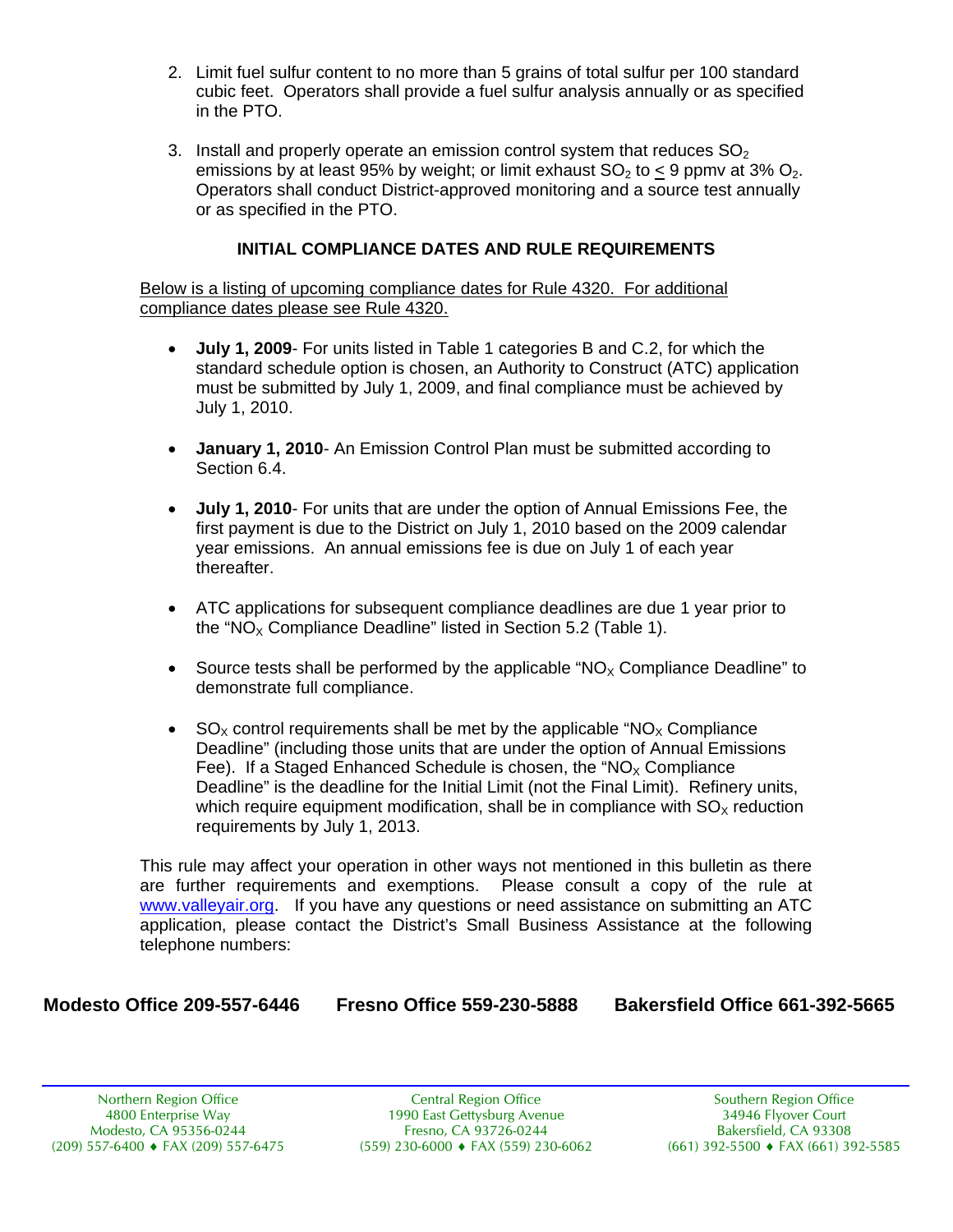2. Limit fuel sulfur content to no more than 5 grains of total sulfur per 100 standard cubic feet. Operators shall provide a fuel sulfur analysis annually or as specified in the PTO.

3. Install and properly operate an emission control system that reduces $SO_2$ emissions by at least 95% by weight; or limit exhaust $SO_2$ to $\leq$ 9 ppmv at 3% $O_2$. Operators shall conduct District-approved monitoring and a source test annually or as specified in the PTO.

## INITIAL COMPLIANCE DATES AND RULE REQUIREMENTS

Below is a listing of upcoming compliance dates for Rule 4320. For additional compliance dates please see Rule 4320.

- **July 1, 2009**- For units listed in Table 1 categories B and C.2, for which the standard schedule option is chosen, an Authority to Construct (ATC) application must be submitted by July 1, 2009, and final compliance must be achieved by July 1, 2010.

- **January 1, 2010**- An Emission Control Plan must be submitted according to Section 6.4.

- **July 1, 2010**- For units that are under the option of Annual Emissions Fee, the first payment is due to the District on July 1, 2010 based on the 2009 calendar year emissions. An annual emissions fee is due on July 1 of each year thereafter.

- ATC applications for subsequent compliance deadlines are due 1 year prior to the "$NO_X$ Compliance Deadline" listed in Section 5.2 (Table 1).

- Source tests shall be performed by the applicable "$NO_X$ Compliance Deadline" to demonstrate full compliance.

- $SO_X$ control requirements shall be met by the applicable "$NO_X$ Compliance Deadline" (including those units that are under the option of Annual Emissions Fee). If a Staged Enhanced Schedule is chosen, the "$NO_X$ Compliance Deadline" is the deadline for the Initial Limit (not the Final Limit). Refinery units, which require equipment modification, shall be in compliance with $SO_X$ reduction requirements by July 1, 2013.

This rule may affect your operation in other ways not mentioned in this bulletin as there are further requirements and exemptions. Please consult a copy of the rule at www.valleyair.org. If you have any questions or need assistance on submitting an ATC application, please contact the District's Small Business Assistance at the following telephone numbers:

**Modesto Office 209-557-6446 Fresno Office 559-230-5888 Bakersfield Office 661-392-5665**

Northern Region Office
4800 Enterprise Way
Modesto, CA 95356-0244
(209) 557-6400 ♦ FAX (209) 557-6475

Central Region Office
1990 East Gettysburg Avenue
Fresno, CA 93726-0244
(559) 230-6000 ♦ FAX (559) 230-6062

Southern Region Office
34946 Flyover Court
Bakersfield, CA 93308
(661) 392-5500 ♦ FAX (661) 392-5585